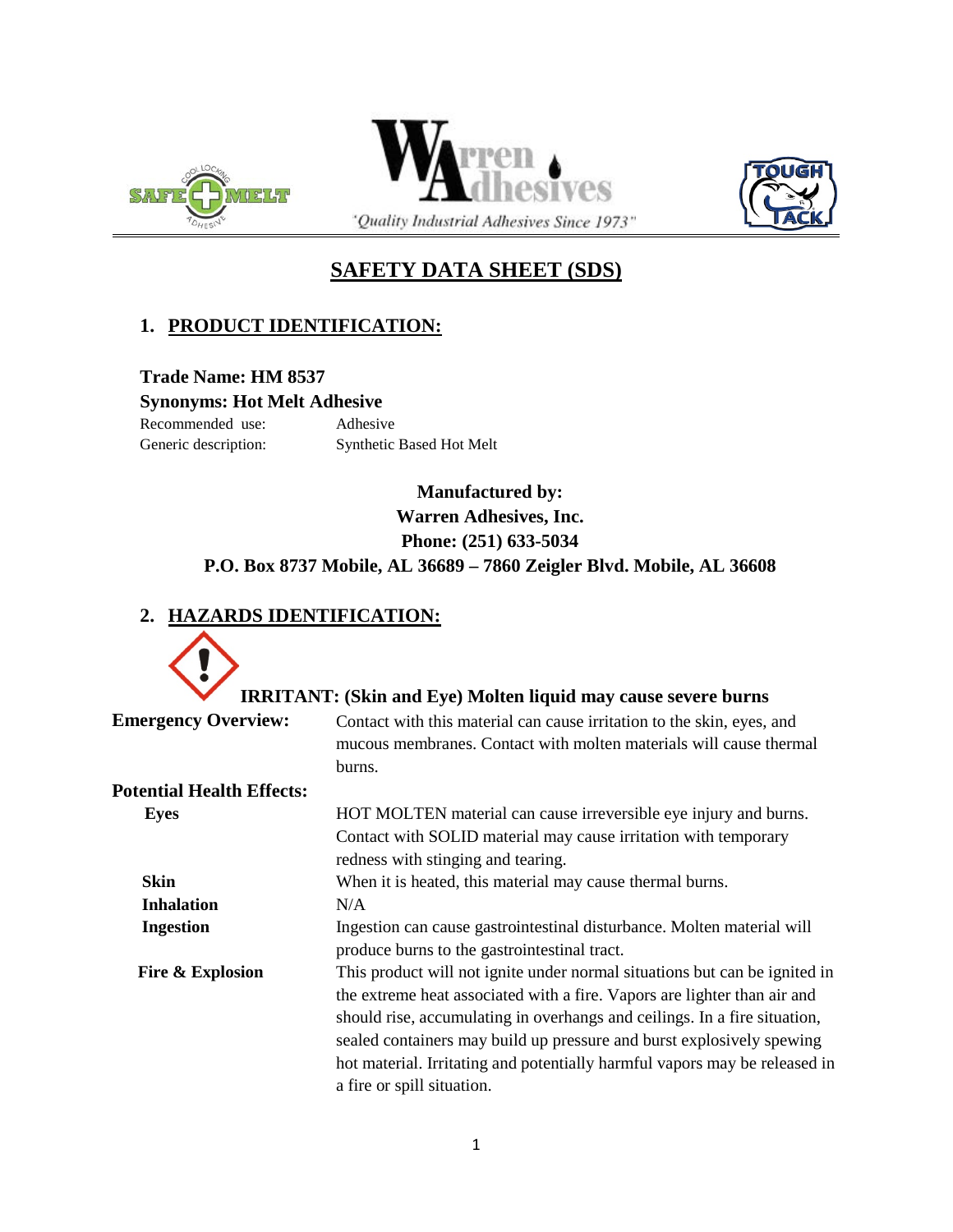"Quality Industrial Adhesives Since 1973"

# SAFETY DATA SHEET (SDS)

## 1. PRODUCT IDENTIFICATION:

**Trade Name: HM 8537**

**Synonyms: Hot Melt Adhesive**

Recommended use: Adhesive

Generic description: Synthetic Based Hot Melt

**Manufactured by:**
**Warren Adhesives, Inc.**
**Phone: (251) 633-5034**
**P.O. Box 8737 Mobile, AL 36689 – 7860 Zeigler Blvd. Mobile, AL 36608**

## 2. HAZARDS IDENTIFICATION:

**IRRITANT: (Skin and Eye) Molten liquid may cause severe burns**

**Emergency Overview:** Contact with this material can cause irritation to the skin, eyes, and mucous membranes. Contact with molten materials will cause thermal burns.

**Potential Health Effects:**

**Eyes** HOT MOLTEN material can cause irreversible eye injury and burns. Contact with SOLID material may cause irritation with temporary redness with stinging and tearing.

**Skin** When it is heated, this material may cause thermal burns.

**Inhalation** N/A

**Ingestion** Ingestion can cause gastrointestinal disturbance. Molten material will produce burns to the gastrointestinal tract.

**Fire & Explosion** This product will not ignite under normal situations but can be ignited in the extreme heat associated with a fire. Vapors are lighter than air and should rise, accumulating in overhangs and ceilings. In a fire situation, sealed containers may build up pressure and burst explosively spewing hot material. Irritating and potentially harmful vapors may be released in a fire or spill situation.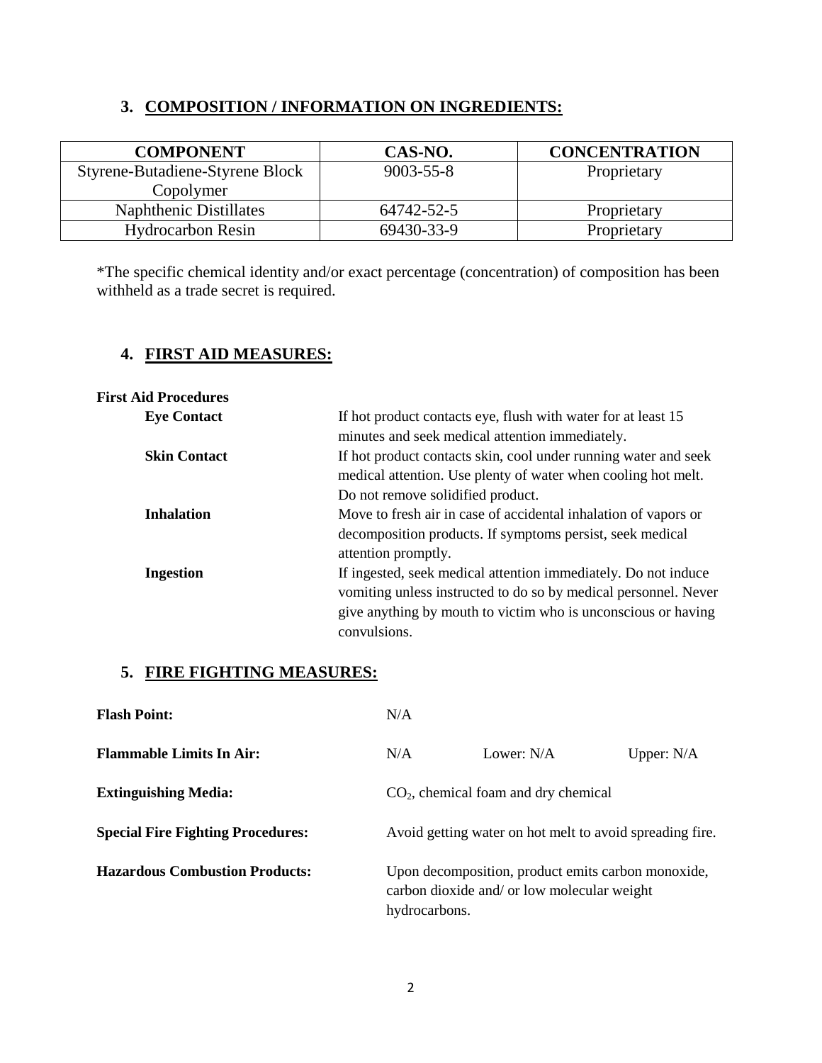## 3. COMPOSITION / INFORMATION ON INGREDIENTS:

| COMPONENT | CAS-NO. | CONCENTRATION |
| --- | --- | --- |
| Styrene-Butadiene-Styrene Block Copolymer | 9003-55-8 | Proprietary |
| Naphthenic Distillates | 64742-52-5 | Proprietary |
| Hydrocarbon Resin | 69430-33-9 | Proprietary |

*The specific chemical identity and/or exact percentage (concentration) of composition has been withheld as a trade secret is required.

## 4. FIRST AID MEASURES:

**First Aid Procedures**

**Eye Contact** — If hot product contacts eye, flush with water for at least 15 minutes and seek medical attention immediately.

**Skin Contact** — If hot product contacts skin, cool under running water and seek medical attention. Use plenty of water when cooling hot melt. Do not remove solidified product.

**Inhalation** — Move to fresh air in case of accidental inhalation of vapors or decomposition products. If symptoms persist, seek medical attention promptly.

**Ingestion** — If ingested, seek medical attention immediately. Do not induce vomiting unless instructed to do so by medical personnel. Never give anything by mouth to victim who is unconscious or having convulsions.

## 5. FIRE FIGHTING MEASURES:

**Flash Point:** N/A

**Flammable Limits In Air:** N/A Lower: N/A Upper: N/A

**Extinguishing Media:** $CO_2$, chemical foam and dry chemical

**Special Fire Fighting Procedures:** Avoid getting water on hot melt to avoid spreading fire.

**Hazardous Combustion Products:** Upon decomposition, product emits carbon monoxide, carbon dioxide and/ or low molecular weight hydrocarbons.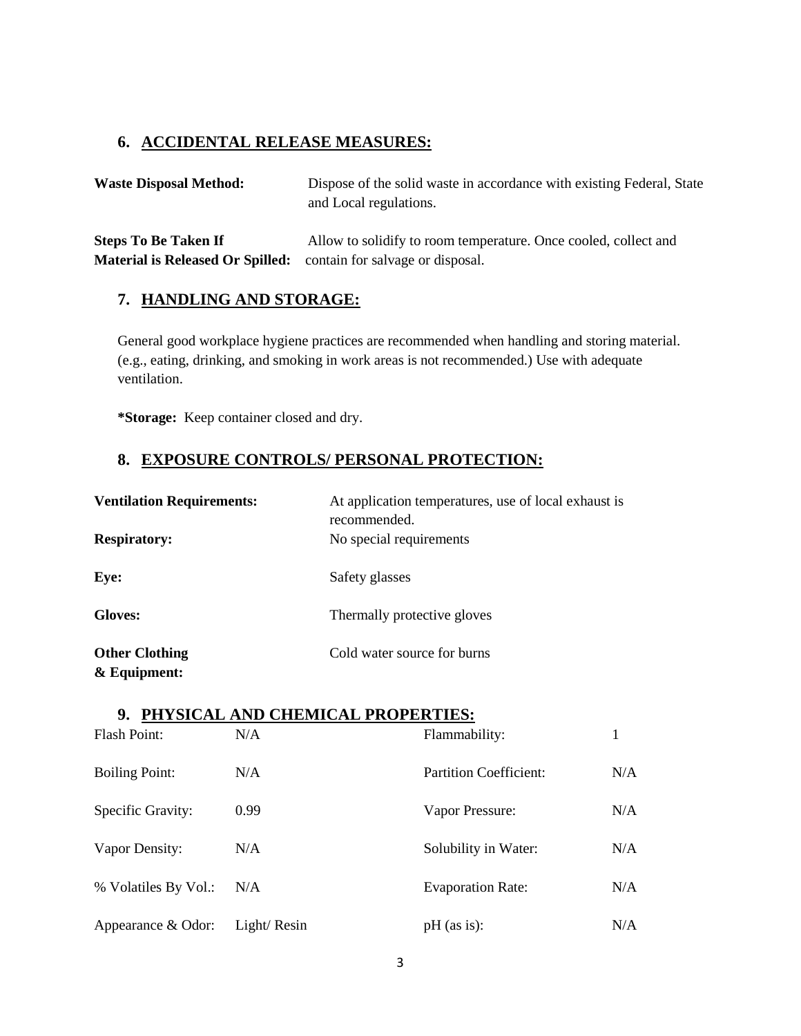## 6. ACCIDENTAL RELEASE MEASURES:

**Waste Disposal Method:** Dispose of the solid waste in accordance with existing Federal, State and Local regulations.

**Steps To Be Taken If Material is Released Or Spilled:** Allow to solidify to room temperature. Once cooled, collect and contain for salvage or disposal.

## 7. HANDLING AND STORAGE:

General good workplace hygiene practices are recommended when handling and storing material. (e.g., eating, drinking, and smoking in work areas is not recommended.) Use with adequate ventilation.

***Storage:** Keep container closed and dry.

## 8. EXPOSURE CONTROLS/ PERSONAL PROTECTION:

**Ventilation Requirements:** At application temperatures, use of local exhaust is recommended.

**Respiratory:** No special requirements

**Eye:** Safety glasses

**Gloves:** Thermally protective gloves

**Other Clothing & Equipment:** Cold water source for burns

## 9. PHYSICAL AND CHEMICAL PROPERTIES:

| | | | |
|---|---|---|---|
| Flash Point: | N/A | Flammability: | 1 |
| Boiling Point: | N/A | Partition Coefficient: | N/A |
| Specific Gravity: | 0.99 | Vapor Pressure: | N/A |
| Vapor Density: | N/A | Solubility in Water: | N/A |
| % Volatiles By Vol.: | N/A | Evaporation Rate: | N/A |
| Appearance & Odor: | Light/ Resin | pH (as is): | N/A |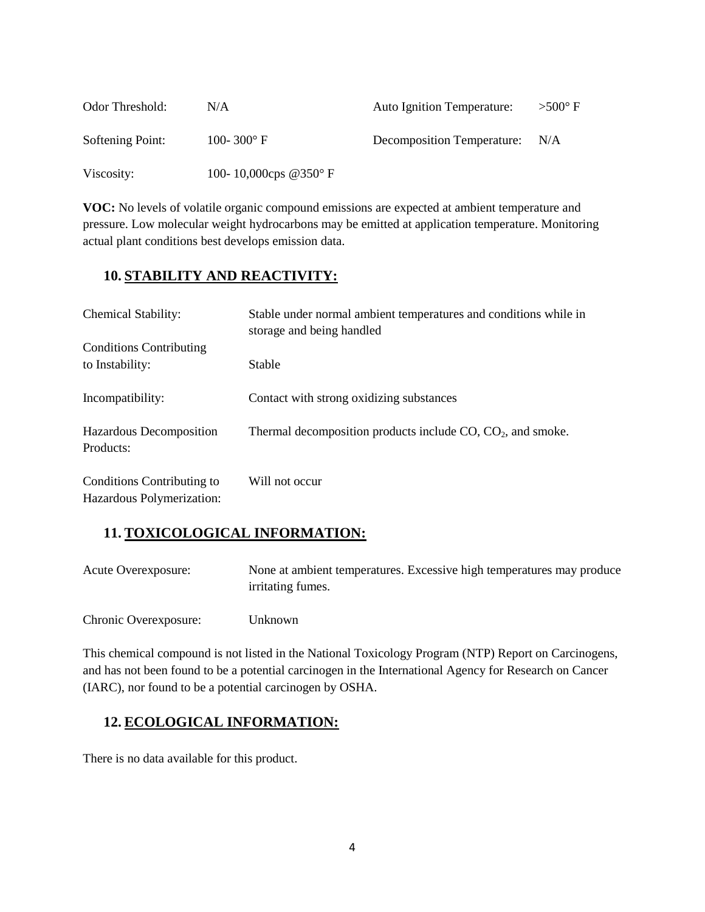| | | | |
|---|---|---|---|
| Odor Threshold: | N/A | Auto Ignition Temperature: | >500° F |
| Softening Point: | 100- 300° F | Decomposition Temperature: | N/A |
| Viscosity: | 100- 10,000cps @350° F | | |

**VOC:** No levels of volatile organic compound emissions are expected at ambient temperature and pressure. Low molecular weight hydrocarbons may be emitted at application temperature. Monitoring actual plant conditions best develops emission data.

## 10. STABILITY AND REACTIVITY:

| | |
|---|---|
| Chemical Stability: | Stable under normal ambient temperatures and conditions while in storage and being handled |
| Conditions Contributing to Instability: | Stable |
| Incompatibility: | Contact with strong oxidizing substances |
| Hazardous Decomposition Products: | Thermal decomposition products include CO, $CO_2$, and smoke. |
| Conditions Contributing to Hazardous Polymerization: | Will not occur |

## 11. TOXICOLOGICAL INFORMATION:

| | |
|---|---|
| Acute Overexposure: | None at ambient temperatures. Excessive high temperatures may produce irritating fumes. |
| Chronic Overexposure: | Unknown |

This chemical compound is not listed in the National Toxicology Program (NTP) Report on Carcinogens, and has not been found to be a potential carcinogen in the International Agency for Research on Cancer (IARC), nor found to be a potential carcinogen by OSHA.

## 12. ECOLOGICAL INFORMATION:

There is no data available for this product.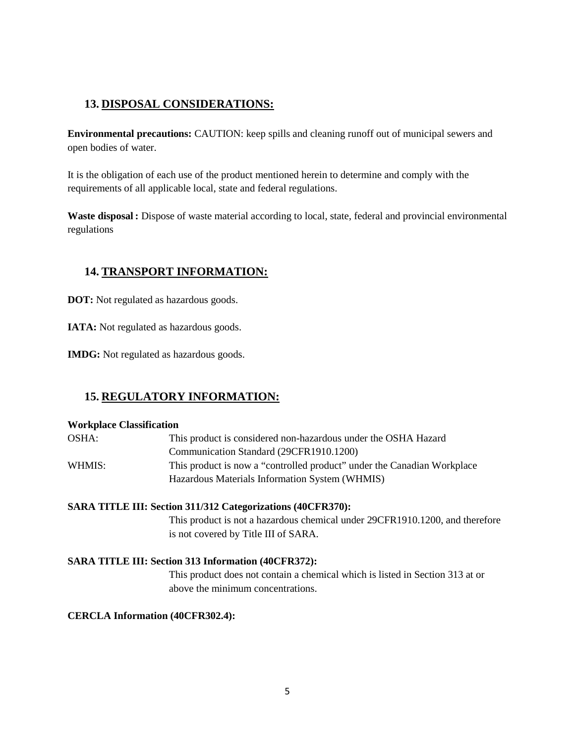## 13. DISPOSAL CONSIDERATIONS:

**Environmental precautions:** CAUTION: keep spills and cleaning runoff out of municipal sewers and open bodies of water.

It is the obligation of each use of the product mentioned herein to determine and comply with the requirements of all applicable local, state and federal regulations.

**Waste disposal :** Dispose of waste material according to local, state, federal and provincial environmental regulations

## 14. TRANSPORT INFORMATION:

**DOT:** Not regulated as hazardous goods.

**IATA:** Not regulated as hazardous goods.

**IMDG:** Not regulated as hazardous goods.

## 15. REGULATORY INFORMATION:

**Workplace Classification**

| | |
|---|---|
| OSHA: | This product is considered non-hazardous under the OSHA Hazard Communication Standard (29CFR1910.1200) |
| WHMIS: | This product is now a "controlled product" under the Canadian Workplace Hazardous Materials Information System (WHMIS) |

**SARA TITLE III: Section 311/312 Categorizations (40CFR370):**

This product is not a hazardous chemical under 29CFR1910.1200, and therefore is not covered by Title III of SARA.

**SARA TITLE III: Section 313 Information (40CFR372):**

This product does not contain a chemical which is listed in Section 313 at or above the minimum concentrations.

**CERCLA Information (40CFR302.4):**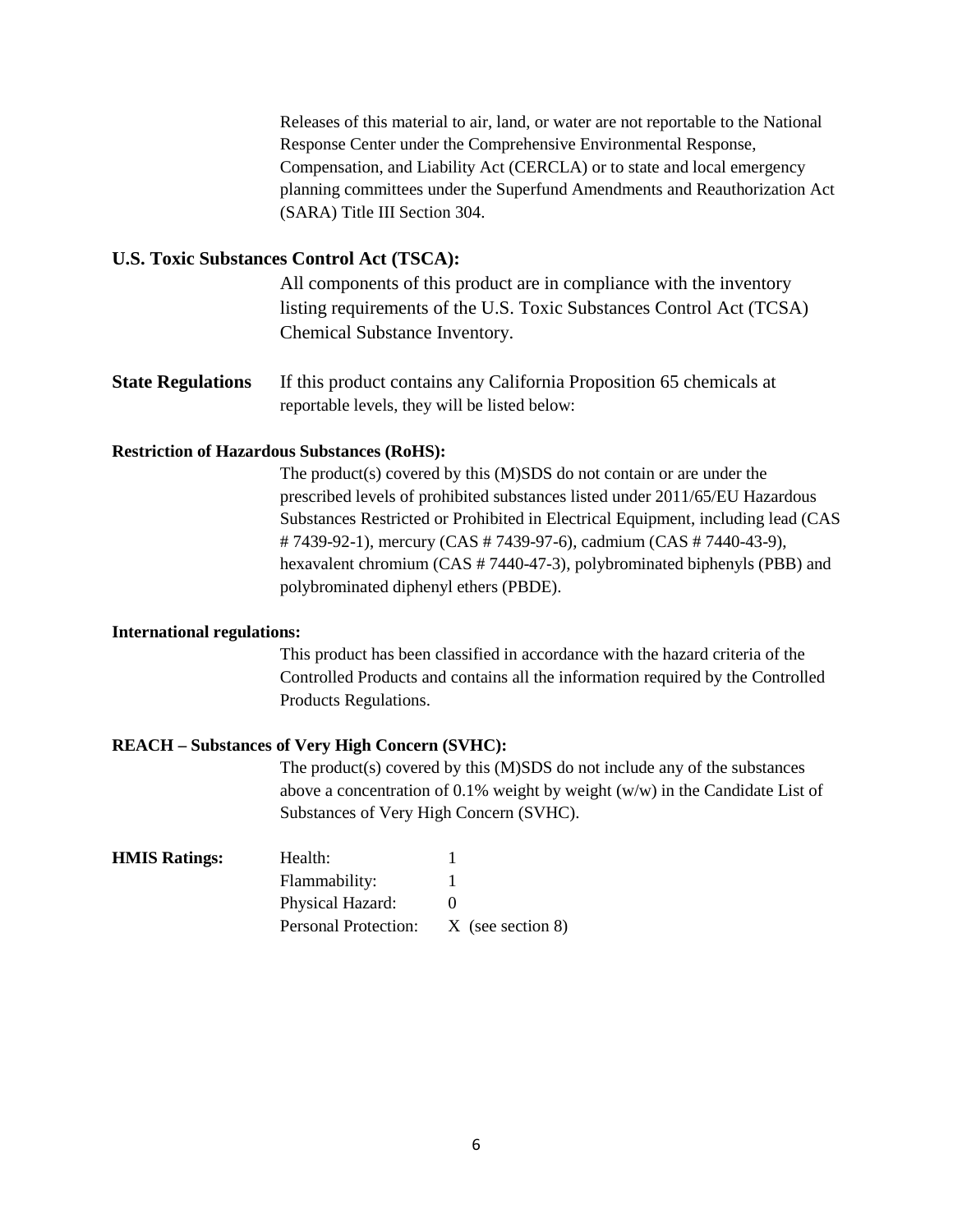Releases of this material to air, land, or water are not reportable to the National Response Center under the Comprehensive Environmental Response, Compensation, and Liability Act (CERCLA) or to state and local emergency planning committees under the Superfund Amendments and Reauthorization Act (SARA) Title III Section 304.

**U.S. Toxic Substances Control Act (TSCA):**

All components of this product are in compliance with the inventory listing requirements of the U.S. Toxic Substances Control Act (TCSA) Chemical Substance Inventory.

**State Regulations** If this product contains any California Proposition 65 chemicals at reportable levels, they will be listed below:

**Restriction of Hazardous Substances (RoHS):**

The product(s) covered by this (M)SDS do not contain or are under the prescribed levels of prohibited substances listed under 2011/65/EU Hazardous Substances Restricted or Prohibited in Electrical Equipment, including lead (CAS # 7439-92-1), mercury (CAS # 7439-97-6), cadmium (CAS # 7440-43-9), hexavalent chromium (CAS # 7440-47-3), polybrominated biphenyls (PBB) and polybrominated diphenyl ethers (PBDE).

**International regulations:**

This product has been classified in accordance with the hazard criteria of the Controlled Products and contains all the information required by the Controlled Products Regulations.

**REACH – Substances of Very High Concern (SVHC):**

The product(s) covered by this (M)SDS do not include any of the substances above a concentration of 0.1% weight by weight (w/w) in the Candidate List of Substances of Very High Concern (SVHC).

| **HMIS Ratings:** | | |
|---|---|---|
| | Health: | 1 |
| | Flammability: | 1 |
| | Physical Hazard: | 0 |
| | Personal Protection: | X (see section 8) |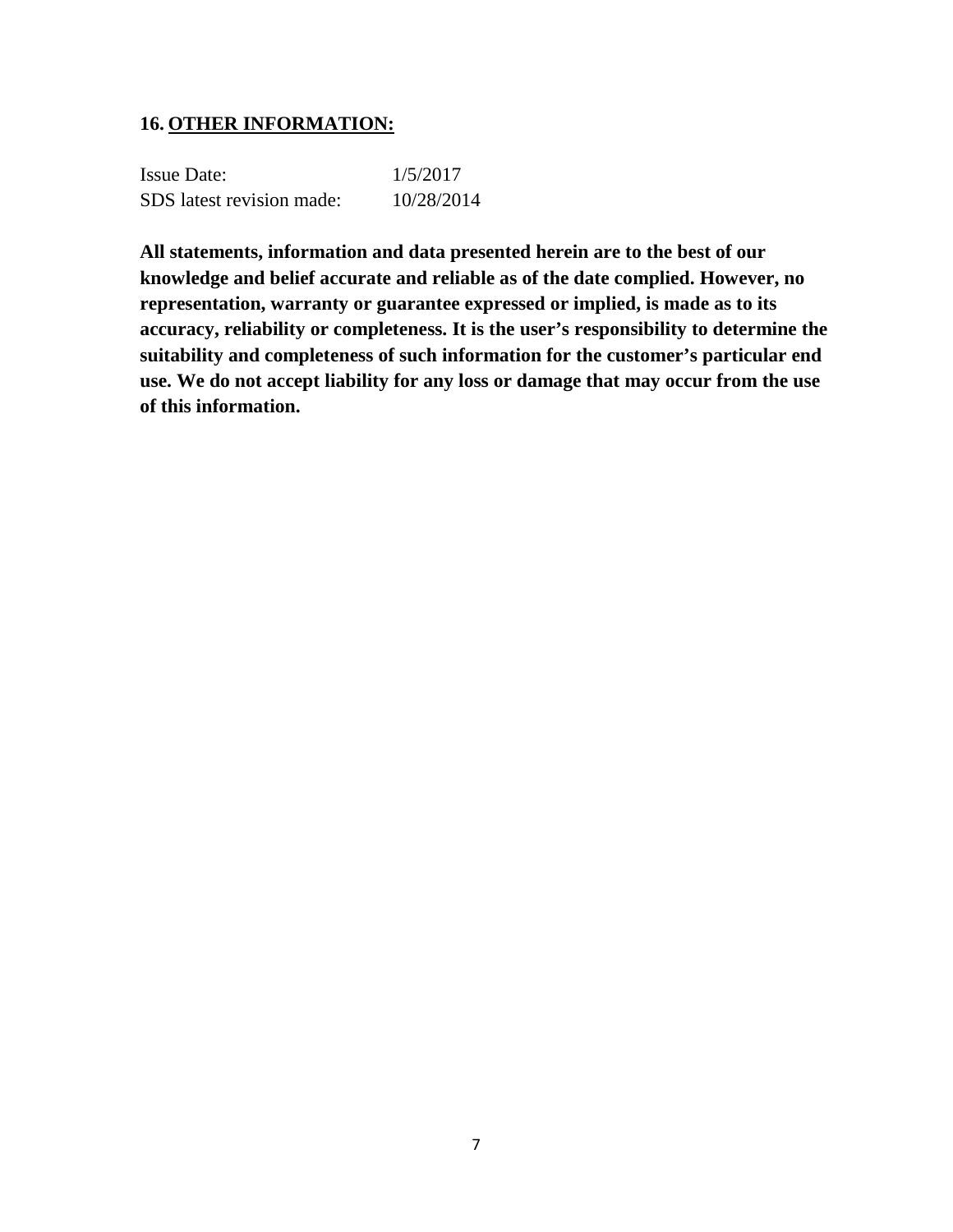## 16. OTHER INFORMATION:

| | |
|---|---|
| Issue Date: | 1/5/2017 |
| SDS latest revision made: | 10/28/2014 |

**All statements, information and data presented herein are to the best of our knowledge and belief accurate and reliable as of the date complied. However, no representation, warranty or guarantee expressed or implied, is made as to its accuracy, reliability or completeness. It is the user's responsibility to determine the suitability and completeness of such information for the customer's particular end use. We do not accept liability for any loss or damage that may occur from the use of this information.**